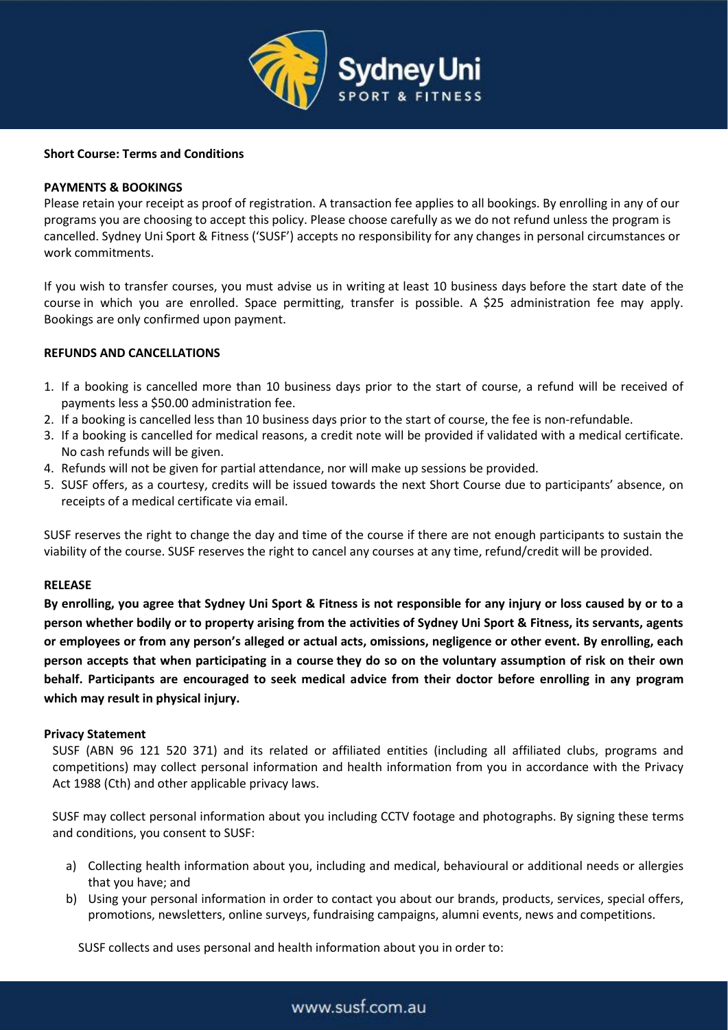**Short Course: Terms and Conditions**

**PAYMENTS & BOOKINGS**

Please retain your receipt as proof of registration. A transaction fee applies to all bookings. By enrolling in any of our programs you are choosing to accept this policy. Please choose carefully as we do not refund unless the program is cancelled. Sydney Uni Sport & Fitness ('SUSF') accepts no responsibility for any changes in personal circumstances or work commitments.

If you wish to transfer courses, you must advise us in writing at least 10 business days before the start date of the course in which you are enrolled. Space permitting, transfer is possible. A $25 administration fee may apply. Bookings are only confirmed upon payment.

**REFUNDS AND CANCELLATIONS**

1. If a booking is cancelled more than 10 business days prior to the start of course, a refund will be received of payments less a $50.00 administration fee.
2. If a booking is cancelled less than 10 business days prior to the start of course, the fee is non-refundable.
3. If a booking is cancelled for medical reasons, a credit note will be provided if validated with a medical certificate. No cash refunds will be given.
4. Refunds will not be given for partial attendance, nor will make up sessions be provided.
5. SUSF offers, as a courtesy, credits will be issued towards the next Short Course due to participants' absence, on receipts of a medical certificate via email.

SUSF reserves the right to change the day and time of the course if there are not enough participants to sustain the viability of the course. SUSF reserves the right to cancel any courses at any time, refund/credit will be provided.

**RELEASE**

**By enrolling, you agree that Sydney Uni Sport & Fitness is not responsible for any injury or loss caused by or to a person whether bodily or to property arising from the activities of Sydney Uni Sport & Fitness, its servants, agents or employees or from any person's alleged or actual acts, omissions, negligence or other event. By enrolling, each person accepts that when participating in a course they do so on the voluntary assumption of risk on their own behalf. Participants are encouraged to seek medical advice from their doctor before enrolling in any program which may result in physical injury.**

**Privacy Statement**

SUSF (ABN 96 121 520 371) and its related or affiliated entities (including all affiliated clubs, programs and competitions) may collect personal information and health information from you in accordance with the Privacy Act 1988 (Cth) and other applicable privacy laws.

SUSF may collect personal information about you including CCTV footage and photographs. By signing these terms and conditions, you consent to SUSF:

a) Collecting health information about you, including and medical, behavioural or additional needs or allergies that you have; and
b) Using your personal information in order to contact you about our brands, products, services, special offers, promotions, newsletters, online surveys, fundraising campaigns, alumni events, news and competitions.

SUSF collects and uses personal and health information about you in order to: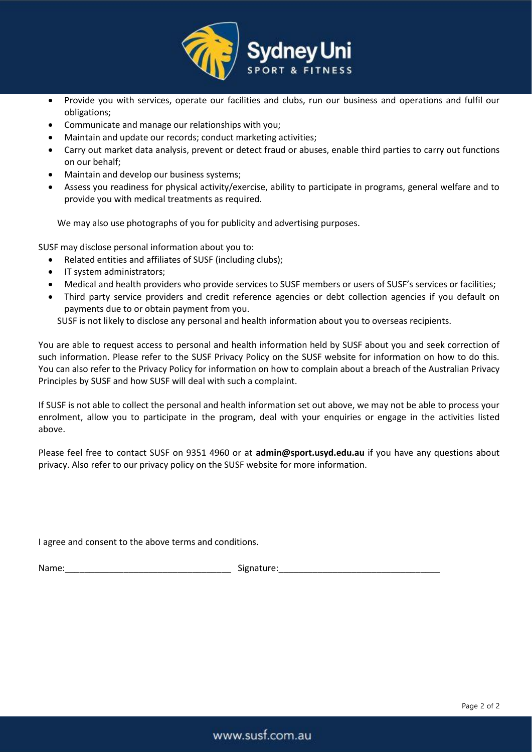- Provide you with services, operate our facilities and clubs, run our business and operations and fulfil our obligations;
- Communicate and manage our relationships with you;
- Maintain and update our records; conduct marketing activities;
- Carry out market data analysis, prevent or detect fraud or abuses, enable third parties to carry out functions on our behalf;
- Maintain and develop our business systems;
- Assess you readiness for physical activity/exercise, ability to participate in programs, general welfare and to provide you with medical treatments as required.

We may also use photographs of you for publicity and advertising purposes.

SUSF may disclose personal information about you to:

- Related entities and affiliates of SUSF (including clubs);
- IT system administrators;
- Medical and health providers who provide services to SUSF members or users of SUSF's services or facilities;
- Third party service providers and credit reference agencies or debt collection agencies if you default on payments due to or obtain payment from you.

SUSF is not likely to disclose any personal and health information about you to overseas recipients.

You are able to request access to personal and health information held by SUSF about you and seek correction of such information. Please refer to the SUSF Privacy Policy on the SUSF website for information on how to do this. You can also refer to the Privacy Policy for information on how to complain about a breach of the Australian Privacy Principles by SUSF and how SUSF will deal with such a complaint.

If SUSF is not able to collect the personal and health information set out above, we may not be able to process your enrolment, allow you to participate in the program, deal with your enquiries or engage in the activities listed above.

Please feel free to contact SUSF on 9351 4960 or at **admin@sport.usyd.edu.au** if you have any questions about privacy. Also refer to our privacy policy on the SUSF website for more information.

I agree and consent to the above terms and conditions.

Name:__________________________________ Signature:_________________________________

www.susf.com.au